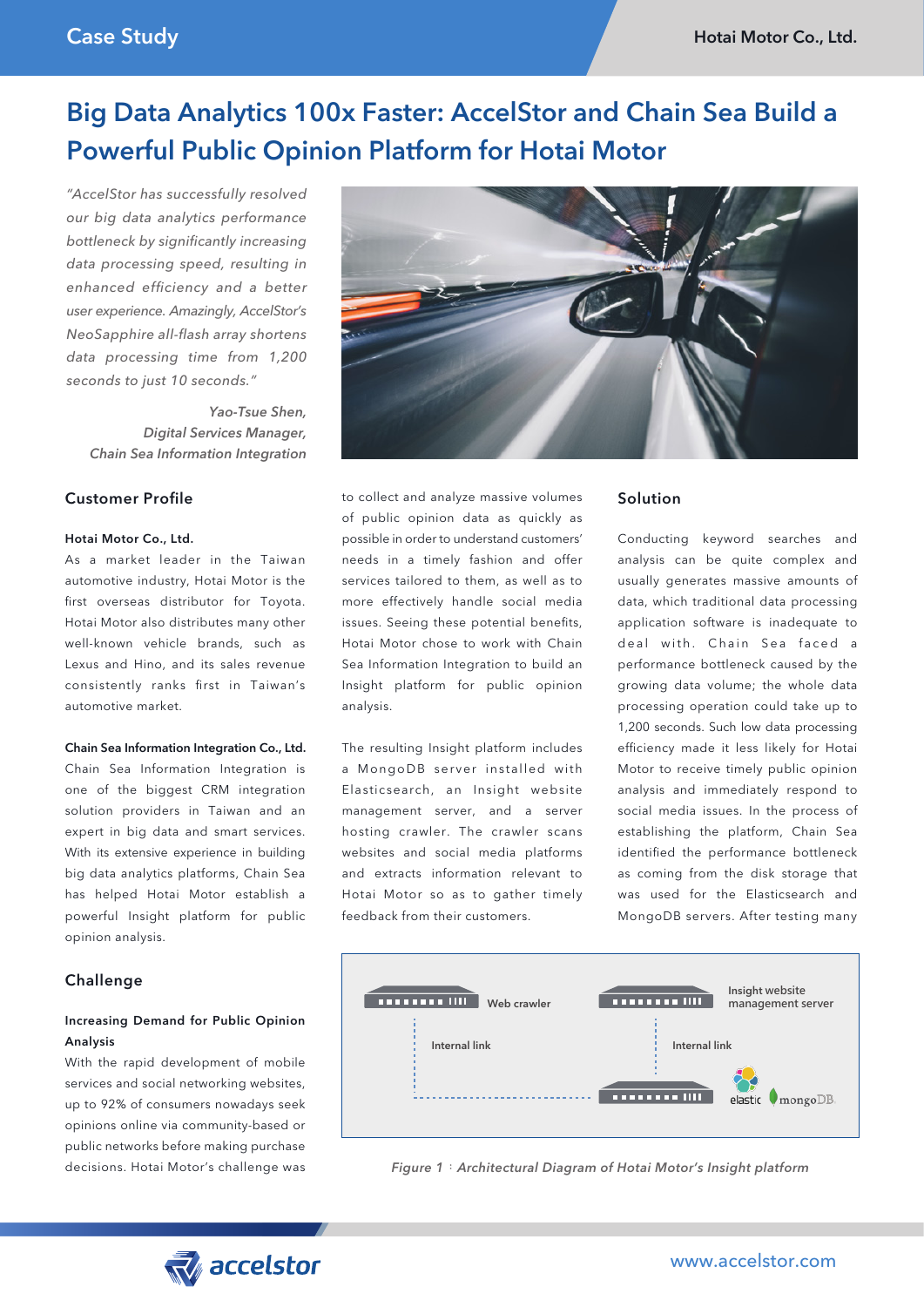# Big Data Analytics 100x Faster: AccelStor and Chain Sea Build a Powerful Public Opinion Platform for Hotai Motor

*"AccelStor has successfully resolved our big data analytics performance bottleneck by significantly increasing data processing speed, resulting in enhanced efficiency and a better user experience. Amazingly, AccelStor's NeoSapphire all-flash array shortens data processing time from 1,200 seconds to just 10 seconds."*

*Yao-Tsue Shen,*
*Digital Services Manager,*
*Chain Sea Information Integration*

## Customer Profile

**Hotai Motor Co., Ltd.**

As a market leader in the Taiwan automotive industry, Hotai Motor is the first overseas distributor for Toyota. Hotai Motor also distributes many other well-known vehicle brands, such as Lexus and Hino, and its sales revenue consistently ranks first in Taiwan's automotive market.

**Chain Sea Information Integration Co., Ltd.**

Chain Sea Information Integration is one of the biggest CRM integration solution providers in Taiwan and an expert in big data and smart services. With its extensive experience in building big data analytics platforms, Chain Sea has helped Hotai Motor establish a powerful Insight platform for public opinion analysis.

## Challenge

**Increasing Demand for Public Opinion Analysis**

With the rapid development of mobile services and social networking websites, up to 92% of consumers nowadays seek opinions online via community-based or public networks before making purchase decisions. Hotai Motor's challenge was to collect and analyze massive volumes of public opinion data as quickly as possible in order to understand customers' needs in a timely fashion and offer services tailored to them, as well as to more effectively handle social media issues. Seeing these potential benefits, Hotai Motor chose to work with Chain Sea Information Integration to build an Insight platform for public opinion analysis.

The resulting Insight platform includes a MongoDB server installed with Elasticsearch, an Insight website management server, and a server hosting crawler. The crawler scans websites and social media platforms and extracts information relevant to Hotai Motor so as to gather timely feedback from their customers.

## Solution

Conducting keyword searches and analysis can be quite complex and usually generates massive amounts of data, which traditional data processing application software is inadequate to deal with. Chain Sea faced a performance bottleneck caused by the growing data volume; the whole data processing operation could take up to 1,200 seconds. Such low data processing efficiency made it less likely for Hotai Motor to receive timely public opinion analysis and immediately respond to social media issues. In the process of establishing the platform, Chain Sea identified the performance bottleneck as coming from the disk storage that was used for the Elasticsearch and MongoDB servers. After testing many

Web crawler — Internal link — Insight website management server — Internal link — elastic / mongoDB

*Figure 1：Architectural Diagram of Hotai Motor's Insight platform*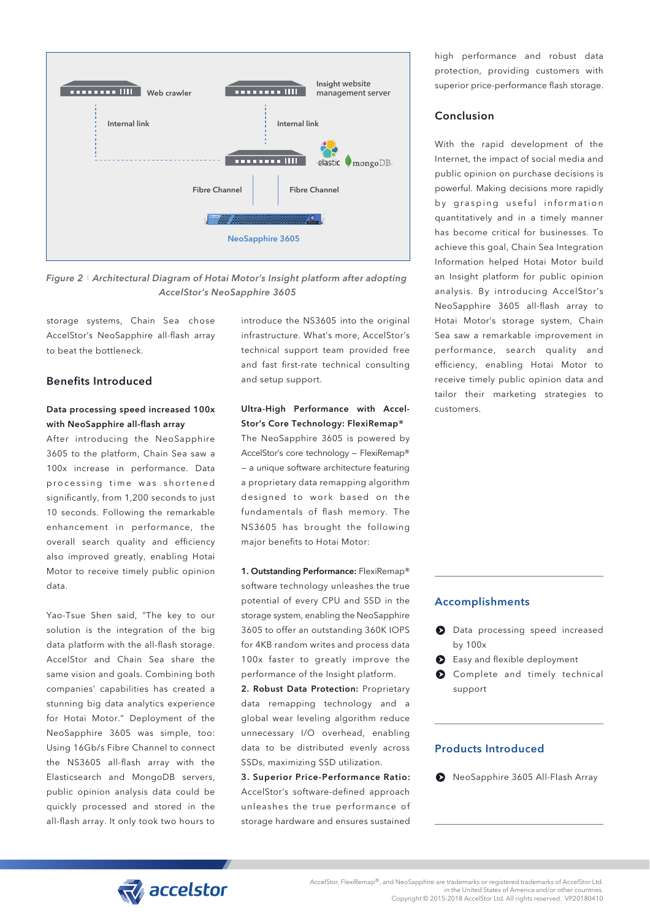Web crawler

Internal link

Insight website management server

Internal link

elastic

mongoDB

Fibre Channel

Fibre Channel

NeoSapphire 3605

*Figure 2：Architectural Diagram of Hotai Motor's Insight platform after adopting AccelStor's NeoSapphire 3605*

storage systems, Chain Sea chose AccelStor's NeoSapphire all-flash array to beat the bottleneck.

## Benefits Introduced

**Data processing speed increased 100x with NeoSapphire all-flash array**

After introducing the NeoSapphire 3605 to the platform, Chain Sea saw a 100x increase in performance. Data processing time was shortened significantly, from 1,200 seconds to just 10 seconds. Following the remarkable enhancement in performance, the overall search quality and efficiency also improved greatly, enabling Hotai Motor to receive timely public opinion data.

Yao-Tsue Shen said, "The key to our solution is the integration of the big data platform with the all-flash storage. AccelStor and Chain Sea share the same vision and goals. Combining both companies' capabilities has created a stunning big data analytics experience for Hotai Motor." Deployment of the NeoSapphire 3605 was simple, too: Using 16Gb/s Fibre Channel to connect the NS3605 all-flash array with the Elasticsearch and MongoDB servers, public opinion analysis data could be quickly processed and stored in the all-flash array. It only took two hours to introduce the NS3605 into the original infrastructure. What's more, AccelStor's technical support team provided free and fast first-rate technical consulting and setup support.

**Ultra-High Performance with AccelStor's Core Technology: FlexiRemap®**

The NeoSapphire 3605 is powered by AccelStor's core technology – FlexiRemap® – a unique software architecture featuring a proprietary data remapping algorithm designed to work based on the fundamentals of flash memory. The NS3605 has brought the following major benefits to Hotai Motor:

**1. Outstanding Performance:** FlexiRemap® software technology unleashes the true potential of every CPU and SSD in the storage system, enabling the NeoSapphire 3605 to offer an outstanding 360K IOPS for 4KB random writes and process data 100x faster to greatly improve the performance of the Insight platform.

**2. Robust Data Protection:** Proprietary data remapping technology and a global wear leveling algorithm reduce unnecessary I/O overhead, enabling data to be distributed evenly across SSDs, maximizing SSD utilization.

**3. Superior Price-Performance Ratio:** AccelStor's software-defined approach unleashes the true performance of storage hardware and ensures sustained high performance and robust data protection, providing customers with superior price-performance flash storage.

## Conclusion

With the rapid development of the Internet, the impact of social media and public opinion on purchase decisions is powerful. Making decisions more rapidly by grasping useful information quantitatively and in a timely manner has become critical for businesses. To achieve this goal, Chain Sea Integration Information helped Hotai Motor build an Insight platform for public opinion analysis. By introducing AccelStor's NeoSapphire 3605 all-flash array to Hotai Motor's storage system, Chain Sea saw a remarkable improvement in performance, search quality and efficiency, enabling Hotai Motor to receive timely public opinion data and tailor their marketing strategies to customers.

## Accomplishments

- Data processing speed increased by 100x
- Easy and flexible deployment
- Complete and timely technical support

## Products Introduced

- NeoSapphire 3605 All-Flash Array

accelstor

AccelStor, FlexiRemap®, and NeoSapphire are trademarks or registered trademarks of AccelStor Ltd. in the United States of America and/or other countries.
Copyright © 2015-2018 AccelStor Ltd. All rights reserved. VP20180410